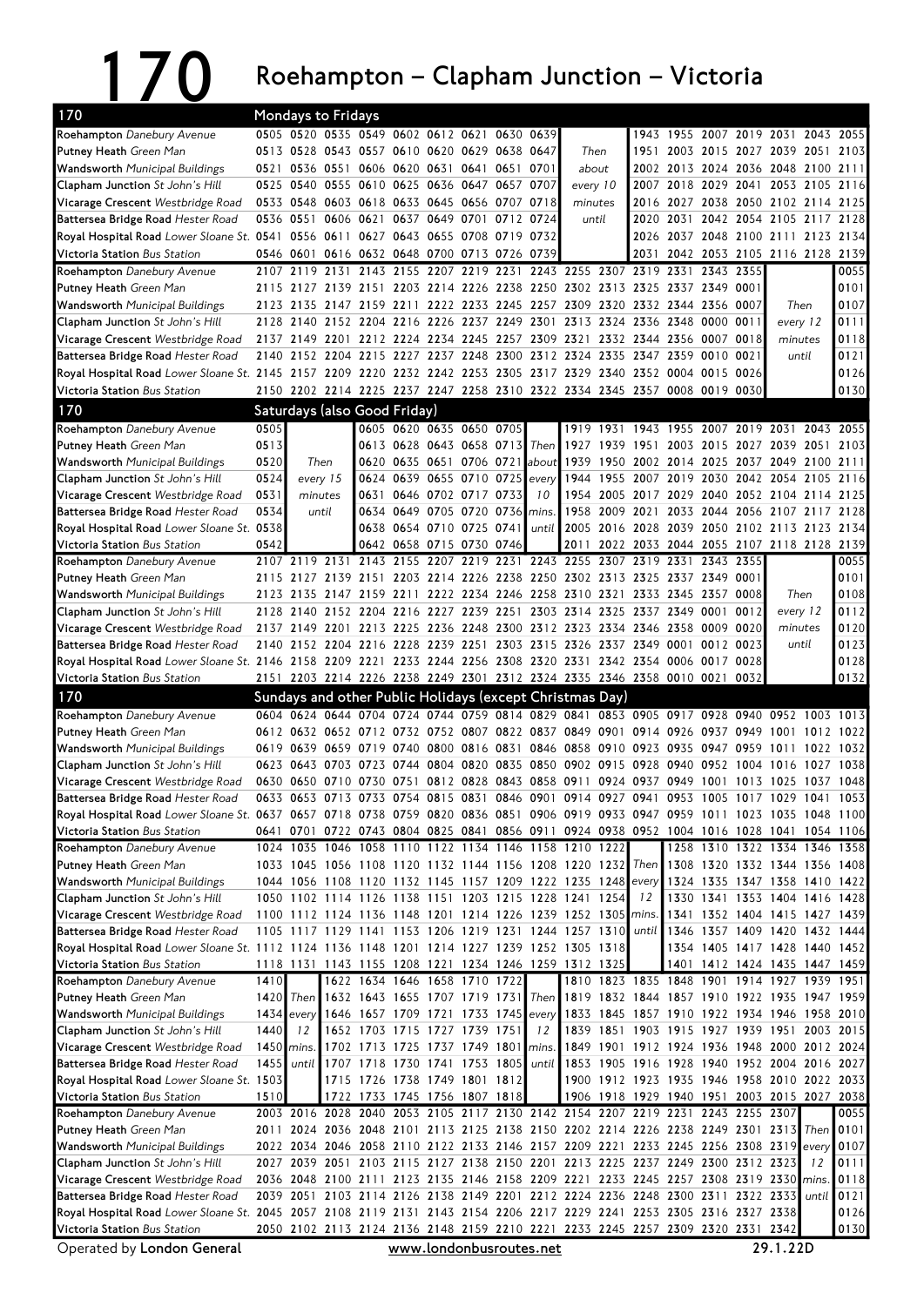# 170 Roehampton – Clapham Junction – Victoria

## Mondays to Fridays

| | | | | | | | | | | | | | | | | | |
|---|---|---|---|---|---|---|---|---|---|---|---|---|---|---|---|---|---|
| **Roehampton** *Danebury Avenue* | 0505 | 0520 | 0535 | 0549 | 0602 | 0612 | 0621 | 0630 | 0639 | | 1943 | 1955 | 2007 | 2019 | 2031 | 2043 | 2055 |
| **Putney Heath** *Green Man* | 0513 | 0528 | 0543 | 0557 | 0610 | 0620 | 0629 | 0638 | 0647 | *Then* | 1951 | 2003 | 2015 | 2027 | 2039 | 2051 | 2103 |
| **Wandsworth** *Municipal Buildings* | 0521 | 0536 | 0551 | 0606 | 0620 | 0631 | 0641 | 0651 | 0701 | *about* | 2002 | 2013 | 2024 | 2036 | 2048 | 2100 | 2111 |
| **Clapham Junction** *St John's Hill* | 0525 | 0540 | 0555 | 0610 | 0625 | 0636 | 0647 | 0657 | 0707 | *every 10* | 2007 | 2018 | 2029 | 2041 | 2053 | 2105 | 2116 |
| **Vicarage Crescent** *Westbridge Road* | 0533 | 0548 | 0603 | 0618 | 0633 | 0645 | 0656 | 0707 | 0718 | *minutes* | 2016 | 2027 | 2038 | 2050 | 2102 | 2114 | 2125 |
| **Battersea Bridge Road** *Hester Road* | 0536 | 0551 | 0606 | 0621 | 0637 | 0649 | 0701 | 0712 | 0724 | *until* | 2020 | 2031 | 2042 | 2054 | 2105 | 2117 | 2128 |
| **Royal Hospital Road** *Lower Sloane St.* | 0541 | 0556 | 0611 | 0627 | 0643 | 0655 | 0708 | 0719 | 0732 | | 2026 | 2037 | 2048 | 2100 | 2111 | 2123 | 2134 |
| **Victoria Station** *Bus Station* | 0546 | 0601 | 0616 | 0632 | 0648 | 0700 | 0713 | 0726 | 0739 | | 2031 | 2042 | 2053 | 2105 | 2116 | 2128 | 2139 |

| | | | | | | | | | | | | | | | | | |
|---|---|---|---|---|---|---|---|---|---|---|---|---|---|---|---|---|---|
| **Roehampton** *Danebury Avenue* | 2107 | 2119 | 2131 | 2143 | 2155 | 2207 | 2219 | 2231 | 2243 | 2255 | 2307 | 2319 | 2331 | 2343 | 2355 | | 0055 |
| **Putney Heath** *Green Man* | 2115 | 2127 | 2139 | 2151 | 2203 | 2214 | 2226 | 2238 | 2250 | 2302 | 2313 | 2325 | 2337 | 2349 | 0001 | | 0101 |
| **Wandsworth** *Municipal Buildings* | 2123 | 2135 | 2147 | 2159 | 2211 | 2222 | 2233 | 2245 | 2257 | 2309 | 2320 | 2332 | 2344 | 2356 | 0007 | *Then* | 0107 |
| **Clapham Junction** *St John's Hill* | 2128 | 2140 | 2152 | 2204 | 2216 | 2226 | 2237 | 2249 | 2301 | 2313 | 2324 | 2336 | 2348 | 0000 | 0011 | *every 12* | 0111 |
| **Vicarage Crescent** *Westbridge Road* | 2137 | 2149 | 2201 | 2212 | 2224 | 2234 | 2245 | 2257 | 2309 | 2321 | 2332 | 2344 | 2356 | 0007 | 0018 | *minutes* | 0118 |
| **Battersea Bridge Road** *Hester Road* | 2140 | 2152 | 2204 | 2215 | 2227 | 2237 | 2248 | 2300 | 2312 | 2324 | 2335 | 2347 | 2359 | 0010 | 0021 | *until* | 0121 |
| **Royal Hospital Road** *Lower Sloane St.* | 2145 | 2157 | 2209 | 2220 | 2232 | 2242 | 2253 | 2305 | 2317 | 2329 | 2340 | 2352 | 0004 | 0015 | 0026 | | 0126 |
| **Victoria Station** *Bus Station* | 2150 | 2202 | 2214 | 2225 | 2237 | 2247 | 2258 | 2310 | 2322 | 2334 | 2345 | 2357 | 0008 | 0019 | 0030 | | 0130 |

## Saturdays (also Good Friday)

| | | | | | | | | | | | | | | | | | |
|---|---|---|---|---|---|---|---|---|---|---|---|---|---|---|---|---|---|
| **Roehampton** *Danebury Avenue* | 0505 | | 0605 | 0620 | 0635 | 0650 | 0705 | | 1919 | 1931 | 1943 | 1955 | 2007 | 2019 | 2031 | 2043 | 2055 |
| **Putney Heath** *Green Man* | 0513 | | 0613 | 0628 | 0643 | 0658 | 0713 | *Then* | 1927 | 1939 | 1951 | 2003 | 2015 | 2027 | 2039 | 2051 | 2103 |
| **Wandsworth** *Municipal Buildings* | 0520 | *Then* | 0620 | 0635 | 0651 | 0706 | 0721 | *about* | 1939 | 1950 | 2002 | 2014 | 2025 | 2037 | 2049 | 2100 | 2111 |
| **Clapham Junction** *St John's Hill* | 0524 | *every 15* | 0624 | 0639 | 0655 | 0710 | 0725 | *every* | 1944 | 1955 | 2007 | 2019 | 2030 | 2042 | 2054 | 2105 | 2116 |
| **Vicarage Crescent** *Westbridge Road* | 0531 | *minutes* | 0631 | 0646 | 0702 | 0717 | 0733 | *10* | 1954 | 2005 | 2017 | 2029 | 2040 | 2052 | 2104 | 2114 | 2125 |
| **Battersea Bridge Road** *Hester Road* | 0534 | *until* | 0634 | 0649 | 0705 | 0720 | 0736 | *mins.* | 1958 | 2009 | 2021 | 2033 | 2044 | 2056 | 2107 | 2117 | 2128 |
| **Royal Hospital Road** *Lower Sloane St.* | 0538 | | 0638 | 0654 | 0710 | 0725 | 0741 | *until* | 2005 | 2016 | 2028 | 2039 | 2050 | 2102 | 2113 | 2123 | 2134 |
| **Victoria Station** *Bus Station* | 0542 | | 0642 | 0658 | 0715 | 0730 | 0746 | | 2011 | 2022 | 2033 | 2044 | 2055 | 2107 | 2118 | 2128 | 2139 |

| | | | | | | | | | | | | | | | | | |
|---|---|---|---|---|---|---|---|---|---|---|---|---|---|---|---|---|---|
| **Roehampton** *Danebury Avenue* | 2107 | 2119 | 2131 | 2143 | 2155 | 2207 | 2219 | 2231 | 2243 | 2255 | 2307 | 2319 | 2331 | 2343 | 2355 | | 0055 |
| **Putney Heath** *Green Man* | 2115 | 2127 | 2139 | 2151 | 2203 | 2214 | 2226 | 2238 | 2250 | 2302 | 2313 | 2325 | 2337 | 2349 | 0001 | | 0101 |
| **Wandsworth** *Municipal Buildings* | 2123 | 2135 | 2147 | 2159 | 2211 | 2222 | 2234 | 2246 | 2258 | 2310 | 2321 | 2333 | 2345 | 2357 | 0008 | *Then* | 0108 |
| **Clapham Junction** *St John's Hill* | 2128 | 2140 | 2152 | 2204 | 2216 | 2227 | 2239 | 2251 | 2303 | 2314 | 2325 | 2337 | 2349 | 0001 | 0012 | *every 12* | 0112 |
| **Vicarage Crescent** *Westbridge Road* | 2137 | 2149 | 2201 | 2213 | 2225 | 2236 | 2248 | 2300 | 2312 | 2323 | 2334 | 2346 | 2358 | 0009 | 0020 | *minutes* | 0120 |
| **Battersea Bridge Road** *Hester Road* | 2140 | 2152 | 2204 | 2216 | 2228 | 2239 | 2251 | 2303 | 2315 | 2326 | 2337 | 2349 | 0001 | 0012 | 0023 | *until* | 0123 |
| **Royal Hospital Road** *Lower Sloane St.* | 2146 | 2158 | 2209 | 2221 | 2233 | 2244 | 2256 | 2308 | 2320 | 2331 | 2342 | 2354 | 0006 | 0017 | 0028 | | 0128 |
| **Victoria Station** *Bus Station* | 2151 | 2203 | 2214 | 2226 | 2238 | 2249 | 2301 | 2312 | 2324 | 2335 | 2346 | 2358 | 0010 | 0021 | 0032 | | 0132 |

## Sundays and other Public Holidays (except Christmas Day)

| | | | | | | | | | | | | | | | | | | |
|---|---|---|---|---|---|---|---|---|---|---|---|---|---|---|---|---|---|---|
| **Roehampton** *Danebury Avenue* | 0604 | 0624 | 0644 | 0704 | 0724 | 0744 | 0759 | 0814 | 0829 | 0841 | 0853 | 0905 | 0917 | 0928 | 0940 | 0952 | 1003 | 1013 |
| **Putney Heath** *Green Man* | 0612 | 0632 | 0652 | 0712 | 0732 | 0752 | 0807 | 0822 | 0837 | 0849 | 0901 | 0914 | 0926 | 0937 | 0949 | 1001 | 1012 | 1022 |
| **Wandsworth** *Municipal Buildings* | 0619 | 0639 | 0659 | 0719 | 0740 | 0800 | 0816 | 0831 | 0846 | 0858 | 0910 | 0923 | 0935 | 0947 | 0959 | 1011 | 1022 | 1032 |
| **Clapham Junction** *St John's Hill* | 0623 | 0643 | 0703 | 0723 | 0744 | 0804 | 0820 | 0835 | 0850 | 0902 | 0915 | 0928 | 0940 | 0952 | 1004 | 1016 | 1027 | 1038 |
| **Vicarage Crescent** *Westbridge Road* | 0630 | 0650 | 0710 | 0730 | 0751 | 0812 | 0828 | 0843 | 0858 | 0911 | 0924 | 0937 | 0949 | 1001 | 1013 | 1025 | 1037 | 1048 |
| **Battersea Bridge Road** *Hester Road* | 0633 | 0653 | 0713 | 0733 | 0754 | 0815 | 0831 | 0846 | 0901 | 0914 | 0927 | 0941 | 0953 | 1005 | 1017 | 1029 | 1041 | 1053 |
| **Royal Hospital Road** *Lower Sloane St.* | 0637 | 0657 | 0718 | 0738 | 0759 | 0820 | 0836 | 0851 | 0906 | 0919 | 0933 | 0947 | 0959 | 1011 | 1023 | 1035 | 1048 | 1100 |
| **Victoria Station** *Bus Station* | 0641 | 0701 | 0722 | 0743 | 0804 | 0825 | 0841 | 0856 | 0911 | 0924 | 0938 | 0952 | 1004 | 1016 | 1028 | 1041 | 1054 | 1106 |

| | | | | | | | | | | | | | | | | | | |
|---|---|---|---|---|---|---|---|---|---|---|---|---|---|---|---|---|---|---|
| **Roehampton** *Danebury Avenue* | 1024 | 1035 | 1046 | 1058 | 1110 | 1122 | 1134 | 1146 | 1158 | 1210 | 1222 | | 1258 | 1310 | 1322 | 1334 | 1346 | 1358 |
| **Putney Heath** *Green Man* | 1033 | 1045 | 1056 | 1108 | 1120 | 1132 | 1144 | 1156 | 1208 | 1220 | 1232 | *Then* | 1308 | 1320 | 1332 | 1344 | 1356 | 1408 |
| **Wandsworth** *Municipal Buildings* | 1044 | 1056 | 1108 | 1120 | 1132 | 1145 | 1157 | 1209 | 1222 | 1235 | 1248 | *every* | 1324 | 1335 | 1347 | 1358 | 1410 | 1422 |
| **Clapham Junction** *St John's Hill* | 1050 | 1102 | 1114 | 1126 | 1138 | 1151 | 1203 | 1215 | 1228 | 1241 | 1254 | *12* | 1330 | 1341 | 1353 | 1404 | 1416 | 1428 |
| **Vicarage Crescent** *Westbridge Road* | 1100 | 1112 | 1124 | 1136 | 1148 | 1201 | 1214 | 1226 | 1239 | 1252 | 1305 | *mins.* | 1341 | 1352 | 1404 | 1415 | 1427 | 1439 |
| **Battersea Bridge Road** *Hester Road* | 1105 | 1117 | 1129 | 1141 | 1153 | 1206 | 1219 | 1231 | 1244 | 1257 | 1310 | *until* | 1346 | 1357 | 1409 | 1420 | 1432 | 1444 |
| **Royal Hospital Road** *Lower Sloane St.* | 1112 | 1124 | 1136 | 1148 | 1201 | 1214 | 1227 | 1239 | 1252 | 1305 | 1318 | | 1354 | 1405 | 1417 | 1428 | 1440 | 1452 |
| **Victoria Station** *Bus Station* | 1118 | 1131 | 1143 | 1155 | 1208 | 1221 | 1234 | 1246 | 1259 | 1312 | 1325 | | 1401 | 1412 | 1424 | 1435 | 1447 | 1459 |

| | | | | | | | | | | | | | | | | | | |
|---|---|---|---|---|---|---|---|---|---|---|---|---|---|---|---|---|---|---|
| **Roehampton** *Danebury Avenue* | 1410 | | 1622 | 1634 | 1646 | 1658 | 1710 | 1722 | | 1810 | 1823 | 1835 | 1848 | 1901 | 1914 | 1927 | 1939 | 1951 |
| **Putney Heath** *Green Man* | 1420 | *Then* | 1632 | 1643 | 1655 | 1707 | 1719 | 1731 | *Then* | 1819 | 1832 | 1844 | 1857 | 1910 | 1922 | 1935 | 1947 | 1959 |
| **Wandsworth** *Municipal Buildings* | 1434 | *every* | 1646 | 1657 | 1709 | 1721 | 1733 | 1745 | *every* | 1833 | 1845 | 1857 | 1910 | 1922 | 1934 | 1946 | 1958 | 2010 |
| **Clapham Junction** *St John's Hill* | 1440 | *12* | 1652 | 1703 | 1715 | 1727 | 1739 | 1751 | *12* | 1839 | 1851 | 1903 | 1915 | 1927 | 1939 | 1951 | 2003 | 2015 |
| **Vicarage Crescent** *Westbridge Road* | 1450 | *mins.* | 1702 | 1713 | 1725 | 1737 | 1749 | 1801 | *mins.* | 1849 | 1901 | 1912 | 1924 | 1936 | 1948 | 2000 | 2012 | 2024 |
| **Battersea Bridge Road** *Hester Road* | 1455 | *until* | 1707 | 1718 | 1730 | 1741 | 1753 | 1805 | *until* | 1853 | 1905 | 1916 | 1928 | 1940 | 1952 | 2004 | 2016 | 2027 |
| **Royal Hospital Road** *Lower Sloane St.* | 1503 | | 1715 | 1726 | 1738 | 1749 | 1801 | 1812 | | 1900 | 1912 | 1923 | 1935 | 1946 | 1958 | 2010 | 2022 | 2033 |
| **Victoria Station** *Bus Station* | 1510 | | 1722 | 1733 | 1745 | 1756 | 1807 | 1818 | | 1906 | 1918 | 1929 | 1940 | 1951 | 2003 | 2015 | 2027 | 2038 |

| | | | | | | | | | | | | | | | | | | |
|---|---|---|---|---|---|---|---|---|---|---|---|---|---|---|---|---|---|---|
| **Roehampton** *Danebury Avenue* | 2003 | 2016 | 2028 | 2040 | 2053 | 2105 | 2117 | 2130 | 2142 | 2154 | 2207 | 2219 | 2231 | 2243 | 2255 | 2307 | | 0055 |
| **Putney Heath** *Green Man* | 2011 | 2024 | 2036 | 2048 | 2101 | 2113 | 2125 | 2138 | 2150 | 2202 | 2214 | 2226 | 2238 | 2249 | 2301 | 2313 | *Then* | 0101 |
| **Wandsworth** *Municipal Buildings* | 2022 | 2034 | 2046 | 2058 | 2110 | 2122 | 2133 | 2146 | 2157 | 2209 | 2221 | 2233 | 2245 | 2256 | 2308 | 2319 | *every* | 0107 |
| **Clapham Junction** *St John's Hill* | 2027 | 2039 | 2051 | 2103 | 2115 | 2127 | 2138 | 2150 | 2201 | 2213 | 2225 | 2237 | 2249 | 2300 | 2312 | 2323 | *12* | 0111 |
| **Vicarage Crescent** *Westbridge Road* | 2036 | 2048 | 2100 | 2111 | 2123 | 2135 | 2146 | 2158 | 2209 | 2221 | 2233 | 2245 | 2257 | 2308 | 2319 | 2330 | *mins.* | 0118 |
| **Battersea Bridge Road** *Hester Road* | 2039 | 2051 | 2103 | 2114 | 2126 | 2138 | 2149 | 2201 | 2212 | 2224 | 2236 | 2248 | 2300 | 2311 | 2322 | 2333 | *until* | 0121 |
| **Royal Hospital Road** *Lower Sloane St.* | 2045 | 2057 | 2108 | 2119 | 2131 | 2143 | 2154 | 2206 | 2217 | 2229 | 2241 | 2253 | 2305 | 2316 | 2327 | 2338 | | 0126 |
| **Victoria Station** *Bus Station* | 2050 | 2102 | 2113 | 2124 | 2136 | 2148 | 2159 | 2210 | 2221 | 2233 | 2245 | 2257 | 2309 | 2320 | 2331 | 2342 | | 0130 |

Operated by **London General** www.londonbusroutes.net 29.1.22D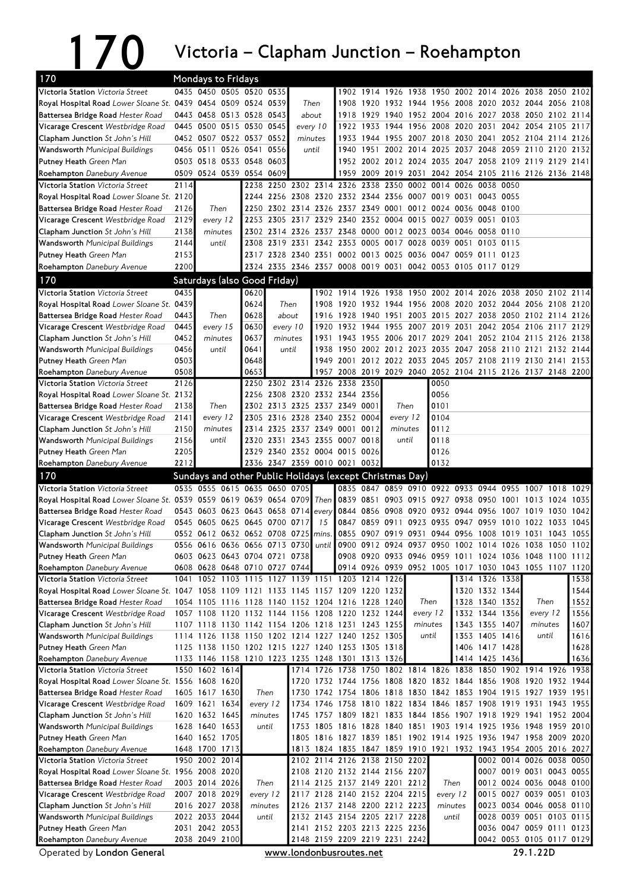# 170 Victoria – Clapham Junction – Roehampton

## 170 Mondays to Fridays

| | | | | | | | | | | | | | | | | |
|---|---|---|---|---|---|---|---|---|---|---|---|---|---|---|---|---|
| **Victoria Station** *Victoria Street* | 0435 | 0450 | 0505 | 0520 | 0535 | | 1902 | 1914 | 1926 | 1938 | 1950 | 2002 | 2014 | 2026 | 2038 | 2050 | 2102 |
| **Royal Hospital Road** *Lower Sloane St.* | 0439 | 0454 | 0509 | 0524 | 0539 | *Then* | 1908 | 1920 | 1932 | 1944 | 1956 | 2008 | 2020 | 2032 | 2044 | 2056 | 2108 |
| **Battersea Bridge Road** *Hester Road* | 0443 | 0458 | 0513 | 0528 | 0543 | *about* | 1918 | 1929 | 1940 | 1952 | 2004 | 2016 | 2027 | 2038 | 2050 | 2102 | 2114 |
| **Vicarage Crescent** *Westbridge Road* | 0445 | 0500 | 0515 | 0530 | 0545 | *every 10* | 1922 | 1933 | 1944 | 1956 | 2008 | 2020 | 2031 | 2042 | 2054 | 2105 | 2117 |
| **Clapham Junction** *St John's Hill* | 0452 | 0507 | 0522 | 0537 | 0552 | *minutes* | 1933 | 1944 | 1955 | 2007 | 2018 | 2030 | 2041 | 2052 | 2104 | 2114 | 2126 |
| **Wandsworth** *Municipal Buildings* | 0456 | 0511 | 0526 | 0541 | 0556 | *until* | 1940 | 1951 | 2002 | 2014 | 2025 | 2037 | 2048 | 2059 | 2110 | 2120 | 2132 |
| **Putney Heath** *Green Man* | 0503 | 0518 | 0533 | 0548 | 0603 | | 1952 | 2002 | 2012 | 2024 | 2035 | 2047 | 2058 | 2109 | 2119 | 2129 | 2141 |
| **Roehampton** *Danebury Avenue* | 0509 | 0524 | 0539 | 0554 | 0609 | | 1959 | 2009 | 2019 | 2031 | 2042 | 2054 | 2105 | 2116 | 2126 | 2136 | 2148 |

| | | | | | | | | | | | | | |
|---|---|---|---|---|---|---|---|---|---|---|---|---|---|
| **Victoria Station** *Victoria Street* | 2114 | | 2238 | 2250 | 2302 | 2314 | 2326 | 2338 | 2350 | 0002 | 0014 | 0026 | 0038 | 0050 |
| **Royal Hospital Road** *Lower Sloane St.* | 2120 | | 2244 | 2256 | 2308 | 2320 | 2332 | 2344 | 2356 | 0007 | 0019 | 0031 | 0043 | 0055 |
| **Battersea Bridge Road** *Hester Road* | 2126 | *Then* | 2250 | 2302 | 2314 | 2326 | 2337 | 2349 | 0001 | 0012 | 0024 | 0036 | 0048 | 0100 |
| **Vicarage Crescent** *Westbridge Road* | 2129 | *every 12* | 2253 | 2305 | 2317 | 2329 | 2340 | 2352 | 0004 | 0015 | 0027 | 0039 | 0051 | 0103 |
| **Clapham Junction** *St John's Hill* | 2138 | *minutes* | 2302 | 2314 | 2326 | 2337 | 2348 | 0000 | 0012 | 0023 | 0034 | 0046 | 0058 | 0110 |
| **Wandsworth** *Municipal Buildings* | 2144 | *until* | 2308 | 2319 | 2331 | 2342 | 2353 | 0005 | 0017 | 0028 | 0039 | 0051 | 0103 | 0115 |
| **Putney Heath** *Green Man* | 2153 | | 2317 | 2328 | 2340 | 2351 | 0002 | 0013 | 0025 | 0036 | 0047 | 0059 | 0111 | 0123 |
| **Roehampton** *Danebury Avenue* | 2200 | | 2324 | 2335 | 2346 | 2357 | 0008 | 0019 | 0031 | 0042 | 0053 | 0105 | 0117 | 0129 |

## 170 Saturdays (also Good Friday)

| | | | | | | | | | | | | | | | | |
|---|---|---|---|---|---|---|---|---|---|---|---|---|---|---|---|---|
| **Victoria Station** *Victoria Street* | 0435 | | 0620 | | 1902 | 1914 | 1926 | 1938 | 1950 | 2002 | 2014 | 2026 | 2038 | 2050 | 2102 | 2114 |
| **Royal Hospital Road** *Lower Sloane St.* | 0439 | | 0624 | *Then* | 1908 | 1920 | 1932 | 1944 | 1956 | 2008 | 2020 | 2032 | 2044 | 2056 | 2108 | 2120 |
| **Battersea Bridge Road** *Hester Road* | 0443 | *Then* | 0628 | *about* | 1916 | 1928 | 1940 | 1951 | 2003 | 2015 | 2027 | 2038 | 2050 | 2102 | 2114 | 2126 |
| **Vicarage Crescent** *Westbridge Road* | 0445 | *every 15* | 0630 | *every 10* | 1920 | 1932 | 1944 | 1955 | 2007 | 2019 | 2031 | 2042 | 2054 | 2106 | 2117 | 2129 |
| **Clapham Junction** *St John's Hill* | 0452 | *minutes* | 0637 | *minutes* | 1931 | 1943 | 1955 | 2006 | 2017 | 2029 | 2041 | 2052 | 2104 | 2115 | 2126 | 2138 |
| **Wandsworth** *Municipal Buildings* | 0456 | *until* | 0641 | *until* | 1938 | 1950 | 2002 | 2012 | 2023 | 2035 | 2047 | 2058 | 2110 | 2121 | 2132 | 2144 |
| **Putney Heath** *Green Man* | 0503 | | 0648 | | 1949 | 2001 | 2012 | 2022 | 2033 | 2045 | 2057 | 2108 | 2119 | 2130 | 2141 | 2153 |
| **Roehampton** *Danebury Avenue* | 0508 | | 0653 | | 1957 | 2008 | 2019 | 2029 | 2040 | 2052 | 2104 | 2115 | 2126 | 2137 | 2148 | 2200 |

| | | | | | | | | | | |
|---|---|---|---|---|---|---|---|---|---|---|
| **Victoria Station** *Victoria Street* | 2126 | | 2250 | 2302 | 2314 | 2326 | 2338 | 2350 | | 0050 |
| **Royal Hospital Road** *Lower Sloane St.* | 2132 | | 2256 | 2308 | 2320 | 2332 | 2344 | 2356 | | 0056 |
| **Battersea Bridge Road** *Hester Road* | 2138 | *Then* | 2302 | 2313 | 2325 | 2337 | 2349 | 0001 | *Then* | 0101 |
| **Vicarage Crescent** *Westbridge Road* | 2141 | *every 12* | 2305 | 2316 | 2328 | 2340 | 2352 | 0004 | *every 12* | 0104 |
| **Clapham Junction** *St John's Hill* | 2150 | *minutes* | 2314 | 2325 | 2337 | 2349 | 0001 | 0012 | *minutes* | 0112 |
| **Wandsworth** *Municipal Buildings* | 2156 | *until* | 2320 | 2331 | 2343 | 2355 | 0007 | 0018 | *until* | 0118 |
| **Putney Heath** *Green Man* | 2205 | | 2329 | 2340 | 2352 | 0004 | 0015 | 0026 | | 0126 |
| **Roehampton** *Danebury Avenue* | 2212 | | 2336 | 2347 | 2359 | 0010 | 0021 | 0032 | | 0132 |

## 170 Sundays and other Public Holidays (except Christmas Day)

| | | | | | | | | | | | | | | | | | |
|---|---|---|---|---|---|---|---|---|---|---|---|---|---|---|---|---|---|
| **Victoria Station** *Victoria Street* | 0535 | 0555 | 0615 | 0635 | 0650 | 0705 | | 0835 | 0847 | 0859 | 0910 | 0922 | 0933 | 0944 | 0955 | 1007 | 1018 | 1029 |
| **Royal Hospital Road** *Lower Sloane St.* | 0539 | 0559 | 0619 | 0639 | 0654 | 0709 | *Then* | 0839 | 0851 | 0903 | 0915 | 0927 | 0938 | 0950 | 1001 | 1013 | 1024 | 1035 |
| **Battersea Bridge Road** *Hester Road* | 0543 | 0603 | 0623 | 0643 | 0658 | 0714 | *every* | 0844 | 0856 | 0908 | 0920 | 0932 | 0944 | 0956 | 1007 | 1019 | 1030 | 1042 |
| **Vicarage Crescent** *Westbridge Road* | 0545 | 0605 | 0625 | 0645 | 0700 | 0717 | *15* | 0847 | 0859 | 0911 | 0923 | 0935 | 0947 | 0959 | 1010 | 1022 | 1033 | 1045 |
| **Clapham Junction** *St John's Hill* | 0552 | 0612 | 0632 | 0652 | 0708 | 0725 | *mins.* | 0855 | 0907 | 0919 | 0931 | 0944 | 0956 | 1008 | 1019 | 1031 | 1043 | 1055 |
| **Wandsworth** *Municipal Buildings* | 0556 | 0616 | 0636 | 0656 | 0713 | 0730 | *until* | 0900 | 0912 | 0924 | 0937 | 0950 | 1002 | 1014 | 1026 | 1038 | 1050 | 1102 |
| **Putney Heath** *Green Man* | 0603 | 0623 | 0643 | 0704 | 0721 | 0738 | | 0908 | 0920 | 0933 | 0946 | 0959 | 1011 | 1024 | 1036 | 1048 | 1100 | 1112 |
| **Roehampton** *Danebury Avenue* | 0608 | 0628 | 0648 | 0710 | 0727 | 0744 | | 0914 | 0926 | 0939 | 0952 | 1005 | 1017 | 1030 | 1043 | 1055 | 1107 | 1120 |

| | | | | | | | | | | | | | | | | |
|---|---|---|---|---|---|---|---|---|---|---|---|---|---|---|---|---|
| **Victoria Station** *Victoria Street* | 1041 | 1052 | 1103 | 1115 | 1127 | 1139 | 1151 | 1203 | 1214 | 1226 | | 1314 | 1326 | 1338 | | 1538 |
| **Royal Hospital Road** *Lower Sloane St.* | 1047 | 1058 | 1109 | 1121 | 1133 | 1145 | 1157 | 1209 | 1220 | 1232 | | 1320 | 1332 | 1344 | | 1544 |
| **Battersea Bridge Road** *Hester Road* | 1054 | 1105 | 1116 | 1128 | 1140 | 1152 | 1204 | 1216 | 1228 | 1240 | *Then* | 1328 | 1340 | 1352 | *Then* | 1552 |
| **Vicarage Crescent** *Westbridge Road* | 1057 | 1108 | 1120 | 1132 | 1144 | 1156 | 1208 | 1220 | 1232 | 1244 | *every 12* | 1332 | 1344 | 1356 | *every 12* | 1556 |
| **Clapham Junction** *St John's Hill* | 1107 | 1118 | 1130 | 1142 | 1154 | 1206 | 1218 | 1231 | 1243 | 1255 | *minutes* | 1343 | 1355 | 1407 | *minutes* | 1607 |
| **Wandsworth** *Municipal Buildings* | 1114 | 1126 | 1138 | 1150 | 1202 | 1214 | 1227 | 1240 | 1252 | 1305 | *until* | 1353 | 1405 | 1416 | *until* | 1616 |
| **Putney Heath** *Green Man* | 1125 | 1138 | 1150 | 1202 | 1215 | 1227 | 1240 | 1253 | 1305 | 1318 | | 1406 | 1417 | 1428 | | 1628 |
| **Roehampton** *Danebury Avenue* | 1133 | 1146 | 1158 | 1210 | 1223 | 1235 | 1248 | 1301 | 1313 | 1326 | | 1414 | 1425 | 1436 | | 1636 |

| | | | | | | | | | | | | | | | | | |
|---|---|---|---|---|---|---|---|---|---|---|---|---|---|---|---|---|---|
| **Victoria Station** *Victoria Street* | 1550 | 1602 | 1614 | | 1714 | 1726 | 1738 | 1750 | 1802 | 1814 | 1826 | 1838 | 1850 | 1902 | 1914 | 1926 | 1938 |
| **Royal Hospital Road** *Lower Sloane St.* | 1556 | 1608 | 1620 | | 1720 | 1732 | 1744 | 1756 | 1808 | 1820 | 1832 | 1844 | 1856 | 1908 | 1920 | 1932 | 1944 |
| **Battersea Bridge Road** *Hester Road* | 1605 | 1617 | 1630 | *Then* | 1730 | 1742 | 1754 | 1806 | 1818 | 1830 | 1842 | 1853 | 1904 | 1915 | 1927 | 1939 | 1951 |
| **Vicarage Crescent** *Westbridge Road* | 1609 | 1621 | 1634 | *every 12* | 1734 | 1746 | 1758 | 1810 | 1822 | 1834 | 1846 | 1857 | 1908 | 1919 | 1931 | 1943 | 1955 |
| **Clapham Junction** *St John's Hill* | 1620 | 1632 | 1645 | *minutes* | 1745 | 1757 | 1809 | 1821 | 1833 | 1844 | 1856 | 1907 | 1918 | 1929 | 1941 | 1952 | 2004 |
| **Wandsworth** *Municipal Buildings* | 1628 | 1640 | 1653 | *until* | 1753 | 1805 | 1816 | 1828 | 1840 | 1851 | 1903 | 1914 | 1925 | 1936 | 1948 | 1959 | 2010 |
| **Putney Heath** *Green Man* | 1640 | 1652 | 1705 | | 1805 | 1816 | 1827 | 1839 | 1851 | 1902 | 1914 | 1925 | 1936 | 1947 | 1958 | 2009 | 2020 |
| **Roehampton** *Danebury Avenue* | 1648 | 1700 | 1713 | | 1813 | 1824 | 1835 | 1847 | 1859 | 1910 | 1921 | 1932 | 1943 | 1954 | 2005 | 2016 | 2027 |

| | | | | | | | | | | | | | | | | |
|---|---|---|---|---|---|---|---|---|---|---|---|---|---|---|---|---|
| **Victoria Station** *Victoria Street* | 1950 | 2002 | 2014 | | 2102 | 2114 | 2126 | 2138 | 2150 | 2202 | | 0002 | 0014 | 0026 | 0038 | 0050 |
| **Royal Hospital Road** *Lower Sloane St.* | 1956 | 2008 | 2020 | | 2108 | 2120 | 2132 | 2144 | 2156 | 2207 | | 0007 | 0019 | 0031 | 0043 | 0055 |
| **Battersea Bridge Road** *Hester Road* | 2003 | 2014 | 2026 | *Then* | 2114 | 2125 | 2137 | 2149 | 2201 | 2212 | *Then* | 0012 | 0024 | 0036 | 0048 | 0100 |
| **Vicarage Crescent** *Westbridge Road* | 2007 | 2018 | 2029 | *every 12* | 2117 | 2128 | 2140 | 2152 | 2204 | 2215 | *every 12* | 0015 | 0027 | 0039 | 0051 | 0103 |
| **Clapham Junction** *St John's Hill* | 2016 | 2027 | 2038 | *minutes* | 2126 | 2137 | 2148 | 2200 | 2212 | 2223 | *minutes* | 0023 | 0034 | 0046 | 0058 | 0110 |
| **Wandsworth** *Municipal Buildings* | 2022 | 2033 | 2044 | *until* | 2132 | 2143 | 2154 | 2205 | 2217 | 2228 | *until* | 0028 | 0039 | 0051 | 0103 | 0115 |
| **Putney Heath** *Green Man* | 2031 | 2042 | 2053 | | 2141 | 2152 | 2203 | 2213 | 2225 | 2236 | | 0036 | 0047 | 0059 | 0111 | 0123 |
| **Roehampton** *Danebury Avenue* | 2038 | 2049 | 2100 | | 2148 | 2159 | 2209 | 2219 | 2231 | 2242 | | 0042 | 0053 | 0105 | 0117 | 0129 |

Operated by **London General** www.londonbusroutes.net 29.1.22D